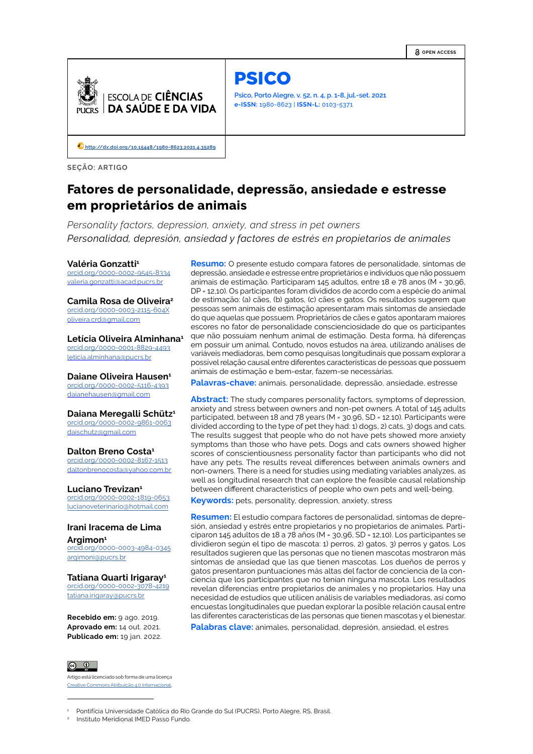OPEN ACCESS

ESCOLA DE **CIÊNCIAS**
**DA SAÚDE E DA VIDA**

# PSICO

Psico, Porto Alegre, v. 52, n. 4, p. 1-8, jul.-set. 2021
**e-ISSN:** 1980-8623 | **ISSN-L:** 0103-5371

http://dx.doi.org/10.15448/1980-8623.2021.4.35289

**SEÇÃO: ARTIGO**

# Fatores de personalidade, depressão, ansiedade e estresse em proprietários de animais

*Personality factors, depression, anxiety, and stress in pet owners*

*Personalidad, depresión, ansiedad y factores de estrés en propietarios de animales*

**Valéria Gonzatti**[1]
orcid.org/0000-0002-9545-8334
valeria.gonzatti@acad.pucrs.br

**Camila Rosa de Oliveira**[2]
orcid.org/0000-0003-2115-604X
oliveira.crd@gmail.com

**Letícia Oliveira Alminhana**[1]
orcid.org/0000-0001-8829-4493
leticia.alminhana@pucrs.br

**Daiane Oliveira Hausen**[1]
orcid.org/0000-0002-5116-4393
daianehausen@gmail.com

**Daiana Meregalli Schütz**[1]
orcid.org/0000-0002-9861-0063
daischutz@gmail.com

**Dalton Breno Costa**[1]
orcid.org/0000-0002-8167-1513
daltonbrenocosta@yahoo.com.br

**Luciano Trevizan**[1]
orcid.org/0000-0002-1819-0653
lucianoveterinario@hotmail.com

**Irani Iracema de Lima Argimon**[1]
orcid.org/0000-0003-4984-0345
argimoni@pucrs.br

**Tatiana Quarti Irigaray**[1]
orcid.org/0000-0002-3078-4219
tatiana.irigaray@pucrs.br

**Recebido em:** 9 ago. 2019.
**Aprovado em:** 14 out. 2021.
**Publicado em:** 19 jan. 2022.

**Resumo:** O presente estudo compara fatores de personalidade, sintomas de depressão, ansiedade e estresse entre proprietários e indivíduos que não possuem animais de estimação. Participaram 145 adultos, entre 18 e 78 anos (M = 30,96, DP = 12,10). Os participantes foram divididos de acordo com a espécie do animal de estimação: (a) cães, (b) gatos, (c) cães e gatos. Os resultados sugerem que pessoas sem animais de estimação apresentaram mais sintomas de ansiedade do que aquelas que possuem. Proprietários de cães e gatos apontaram maiores escores no fator de personalidade conscienciosidade do que os participantes que não possuíam nenhum animal de estimação. Desta forma, há diferenças em possuir um animal. Contudo, novos estudos na área, utilizando análises de variáveis mediadoras, bem como pesquisas longitudinais que possam explorar a possível relação causal entre diferentes características de pessoas que possuem animais de estimação e bem-estar, fazem-se necessárias.

**Palavras-chave:** animais, personalidade, depressão, ansiedade, estresse

**Abstract:** The study compares personality factors, symptoms of depression, anxiety and stress between owners and non-pet owners. A total of 145 adults participated, between 18 and 78 years (M = 30.96, SD = 12.10). Participants were divided according to the type of pet they had: 1) dogs, 2) cats, 3) dogs and cats. The results suggest that people who do not have pets showed more anxiety symptoms than those who have pets. Dogs and cats owners showed higher scores of conscientiousness personality factor than participants who did not have any pets. The results reveal differences between animals owners and non-owners. There is a need for studies using mediating variables analyzes, as well as longitudinal research that can explore the feasible causal relationship between different characteristics of people who own pets and well-being.

**Keywords:** pets, personality, depression, anxiety, stress

**Resumen:** El estudio compara factores de personalidad, síntomas de depresión, ansiedad y estrés entre propietarios y no propietarios de animales. Participaron 145 adultos de 18 a 78 años (M = 30,96, SD = 12,10). Los participantes se dividieron según el tipo de mascota: 1) perros, 2) gatos, 3) perros y gatos. Los resultados sugieren que las personas que no tienen mascotas mostraron más síntomas de ansiedad que las que tienen mascotas. Los dueños de perros y gatos presentaron puntuaciones más altas del factor de conciencia de la conciencia que los participantes que no tenían ninguna mascota. Los resultados revelan diferencias entre propietarios de animales y no propietarios. Hay una necesidad de estudios que utilicen análisis de variables mediadoras, así como encuestas longitudinales que puedan explorar la posible relación causal entre las diferentes características de las personas que tienen mascotas y el bienestar.

**Palabras clave:** animales, personalidad, depresión, ansiedad, el estres

Artigo está licenciado sob forma de uma licença Creative Commons Atribuição 4.0 Internacional.

[1] Pontifícia Universidade Católica do Rio Grande do Sul (PUCRS), Porto Alegre, RS, Brasil.
[2] Instituto Meridional IMED Passo Fundo.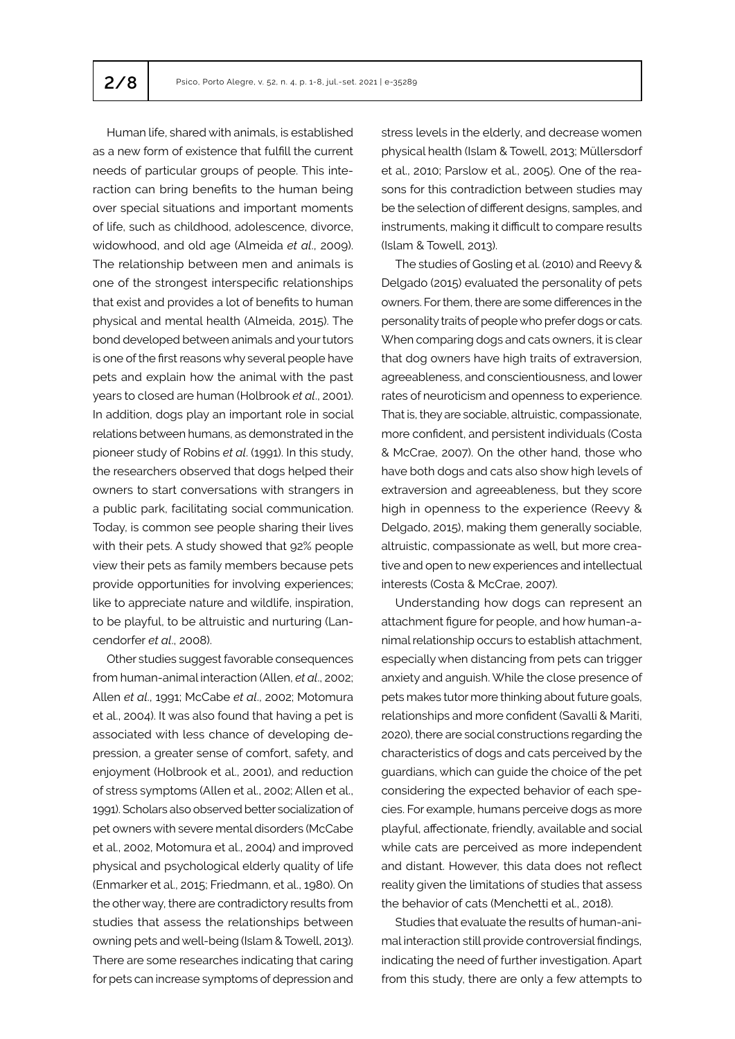Human life, shared with animals, is established as a new form of existence that fulfill the current needs of particular groups of people. This interaction can bring benefits to the human being over special situations and important moments of life, such as childhood, adolescence, divorce, widowhood, and old age (Almeida *et al.*, 2009). The relationship between men and animals is one of the strongest interspecific relationships that exist and provides a lot of benefits to human physical and mental health (Almeida, 2015). The bond developed between animals and your tutors is one of the first reasons why several people have pets and explain how the animal with the past years to closed are human (Holbrook *et al*., 2001). In addition, dogs play an important role in social relations between humans, as demonstrated in the pioneer study of Robins *et al*. (1991). In this study, the researchers observed that dogs helped their owners to start conversations with strangers in a public park, facilitating social communication. Today, is common see people sharing their lives with their pets. A study showed that 92% people view their pets as family members because pets provide opportunities for involving experiences; like to appreciate nature and wildlife, inspiration, to be playful, to be altruistic and nurturing (Lancendorfer *et al*., 2008).

Other studies suggest favorable consequences from human-animal interaction (Allen, *et al*., 2002; Allen *et al*., 1991; McCabe *et al*., 2002; Motomura et al., 2004). It was also found that having a pet is associated with less chance of developing depression, a greater sense of comfort, safety, and enjoyment (Holbrook et al., 2001), and reduction of stress symptoms (Allen et al., 2002; Allen et al., 1991). Scholars also observed better socialization of pet owners with severe mental disorders (McCabe et al., 2002, Motomura et al., 2004) and improved physical and psychological elderly quality of life (Enmarker et al., 2015; Friedmann, et al., 1980). On the other way, there are contradictory results from studies that assess the relationships between owning pets and well-being (Islam & Towell, 2013). There are some researches indicating that caring for pets can increase symptoms of depression and stress levels in the elderly, and decrease women physical health (Islam & Towell, 2013; Müllersdorf et al., 2010; Parslow et al., 2005). One of the reasons for this contradiction between studies may be the selection of different designs, samples, and instruments, making it difficult to compare results (Islam & Towell, 2013).

The studies of Gosling et al. (2010) and Reevy & Delgado (2015) evaluated the personality of pets owners. For them, there are some differences in the personality traits of people who prefer dogs or cats. When comparing dogs and cats owners, it is clear that dog owners have high traits of extraversion, agreeableness, and conscientiousness, and lower rates of neuroticism and openness to experience. That is, they are sociable, altruistic, compassionate, more confident, and persistent individuals (Costa & McCrae, 2007). On the other hand, those who have both dogs and cats also show high levels of extraversion and agreeableness, but they score high in openness to the experience (Reevy & Delgado, 2015), making them generally sociable, altruistic, compassionate as well, but more creative and open to new experiences and intellectual interests (Costa & McCrae, 2007).

Understanding how dogs can represent an attachment figure for people, and how human-animal relationship occurs to establish attachment, especially when distancing from pets can trigger anxiety and anguish. While the close presence of pets makes tutor more thinking about future goals, relationships and more confident (Savalli & Mariti, 2020), there are social constructions regarding the characteristics of dogs and cats perceived by the guardians, which can guide the choice of the pet considering the expected behavior of each species. For example, humans perceive dogs as more playful, affectionate, friendly, available and social while cats are perceived as more independent and distant. However, this data does not reflect reality given the limitations of studies that assess the behavior of cats (Menchetti et al., 2018).

Studies that evaluate the results of human-animal interaction still provide controversial findings, indicating the need of further investigation. Apart from this study, there are only a few attempts to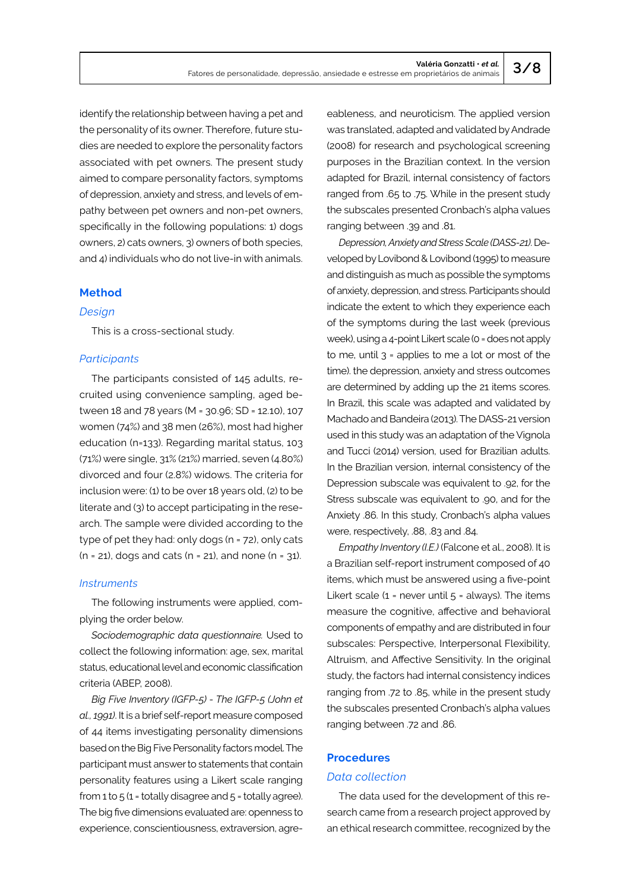identify the relationship between having a pet and the personality of its owner. Therefore, future studies are needed to explore the personality factors associated with pet owners. The present study aimed to compare personality factors, symptoms of depression, anxiety and stress, and levels of empathy between pet owners and non-pet owners, specifically in the following populations: 1) dogs owners, 2) cats owners, 3) owners of both species, and 4) individuals who do not live-in with animals.

## Method

### Design

This is a cross-sectional study.

### Participants

The participants consisted of 145 adults, recruited using convenience sampling, aged between 18 and 78 years (M = 30.96; SD = 12.10), 107 women (74%) and 38 men (26%), most had higher education (n=133). Regarding marital status, 103 (71%) were single, 31% (21%) married, seven (4.80%) divorced and four (2.8%) widows. The criteria for inclusion were: (1) to be over 18 years old, (2) to be literate and (3) to accept participating in the research. The sample were divided according to the type of pet they had: only dogs (n = 72), only cats (n = 21), dogs and cats (n = 21), and none (n = 31).

### Instruments

The following instruments were applied, complying the order below.

*Sociodemographic data questionnaire.* Used to collect the following information: age, sex, marital status, educational level and economic classification criteria (ABEP, 2008).

*Big Five Inventory (IGFP-5) - The IGFP-5 (John et al., 1991).* It is a brief self-report measure composed of 44 items investigating personality dimensions based on the Big Five Personality factors model. The participant must answer to statements that contain personality features using a Likert scale ranging from 1 to 5 (1 = totally disagree and 5 = totally agree). The big five dimensions evaluated are: openness to experience, conscientiousness, extraversion, agreeableness, and neuroticism. The applied version was translated, adapted and validated by Andrade (2008) for research and psychological screening purposes in the Brazilian context. In the version adapted for Brazil, internal consistency of factors ranged from .65 to .75. While in the present study the subscales presented Cronbach's alpha values ranging between .39 and .81.

*Depression, Anxiety and Stress Scale (DASS-21).* Developed by Lovibond & Lovibond (1995) to measure and distinguish as much as possible the symptoms of anxiety, depression, and stress. Participants should indicate the extent to which they experience each of the symptoms during the last week (previous week), using a 4-point Likert scale (0 = does not apply to me, until 3 = applies to me a lot or most of the time). the depression, anxiety and stress outcomes are determined by adding up the 21 items scores. In Brazil, this scale was adapted and validated by Machado and Bandeira (2013). The DASS-21 version used in this study was an adaptation of the Vignola and Tucci (2014) version, used for Brazilian adults. In the Brazilian version, internal consistency of the Depression subscale was equivalent to .92, for the Stress subscale was equivalent to .90, and for the Anxiety .86. In this study, Cronbach's alpha values were, respectively, .88, .83 and .84.

*Empathy Inventory (I.E.)* (Falcone et al., 2008). It is a Brazilian self-report instrument composed of 40 items, which must be answered using a five-point Likert scale (1 = never until 5 = always). The items measure the cognitive, affective and behavioral components of empathy and are distributed in four subscales: Perspective, Interpersonal Flexibility, Altruism, and Affective Sensitivity. In the original study, the factors had internal consistency indices ranging from .72 to .85, while in the present study the subscales presented Cronbach's alpha values ranging between .72 and .86.

## Procedures

### Data collection

The data used for the development of this research came from a research project approved by an ethical research committee, recognized by the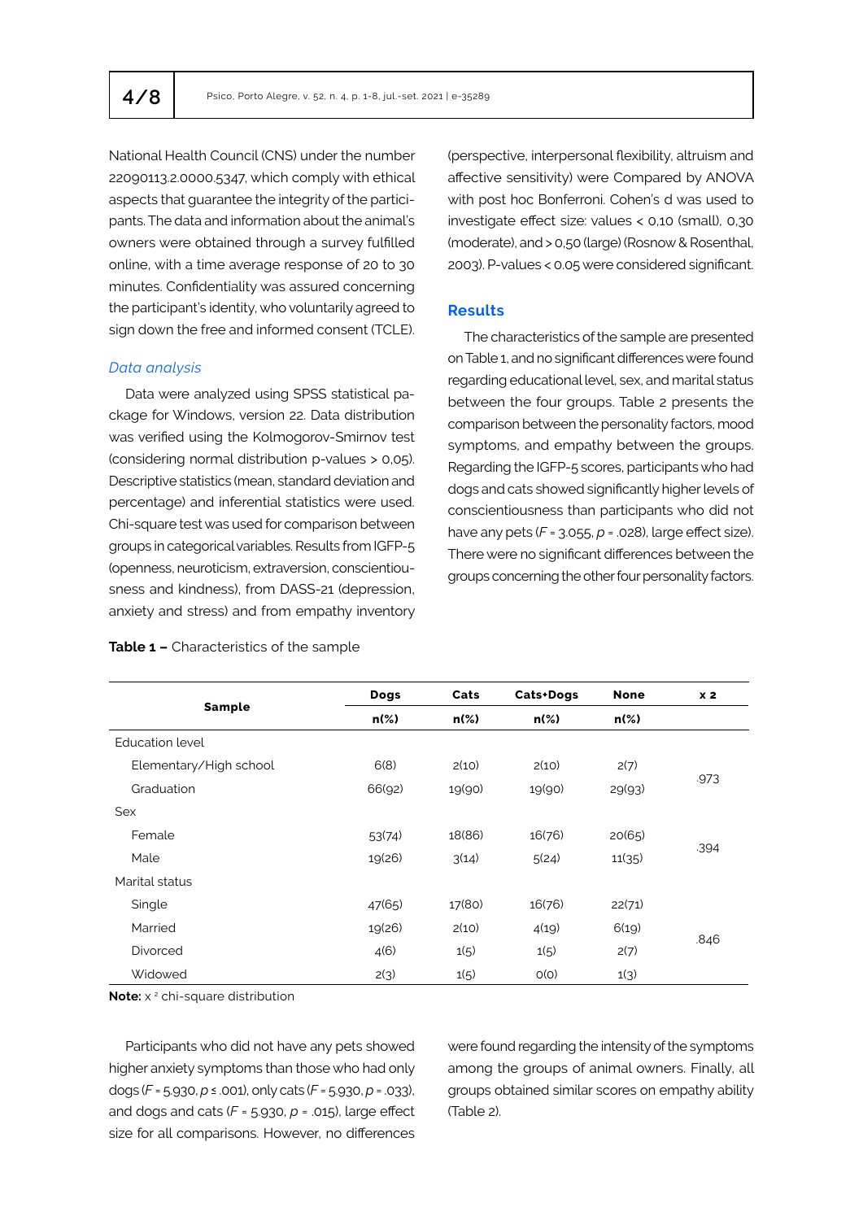National Health Council (CNS) under the number 22090113.2.0000.5347, which comply with ethical aspects that guarantee the integrity of the participants. The data and information about the animal's owners were obtained through a survey fulfilled online, with a time average response of 20 to 30 minutes. Confidentiality was assured concerning the participant's identity, who voluntarily agreed to sign down the free and informed consent (TCLE).

### *Data analysis*

Data were analyzed using SPSS statistical package for Windows, version 22. Data distribution was verified using the Kolmogorov-Smirnov test (considering normal distribution p-values > 0,05). Descriptive statistics (mean, standard deviation and percentage) and inferential statistics were used. Chi-square test was used for comparison between groups in categorical variables. Results from IGFP-5 (openness, neuroticism, extraversion, conscientiousness and kindness), from DASS-21 (depression, anxiety and stress) and from empathy inventory (perspective, interpersonal flexibility, altruism and affective sensitivity) were Compared by ANOVA with post hoc Bonferroni. Cohen's d was used to investigate effect size: values < 0,10 (small), 0,30 (moderate), and > 0,50 (large) (Rosnow & Rosenthal, 2003). P-values < 0.05 were considered significant.

## Results

The characteristics of the sample are presented on Table 1, and no significant differences were found regarding educational level, sex, and marital status between the four groups. Table 2 presents the comparison between the personality factors, mood symptoms, and empathy between the groups. Regarding the IGFP-5 scores, participants who had dogs and cats showed significantly higher levels of conscientiousness than participants who did not have any pets ($F = 3.055$, $p = .028$), large effect size). There were no significant differences between the groups concerning the other four personality factors.

**Table 1 –** Characteristics of the sample

| Sample | Dogs | Cats | Cats+Dogs | None | x 2 |
|---|---|---|---|---|---|
| | n(%) | n(%) | n(%) | n(%) | |
| Education level | | | | | |
| Elementary/High school | 6(8) | 2(10) | 2(10) | 2(7) | .973 |
| Graduation | 66(92) | 19(90) | 19(90) | 29(93) | |
| Sex | | | | | |
| Female | 53(74) | 18(86) | 16(76) | 20(65) | .394 |
| Male | 19(26) | 3(14) | 5(24) | 11(35) | |
| Marital status | | | | | |
| Single | 47(65) | 17(80) | 16(76) | 22(71) | .846 |
| Married | 19(26) | 2(10) | 4(19) | 6(19) | |
| Divorced | 4(6) | 1(5) | 1(5) | 2(7) | |
| Widowed | 2(3) | 1(5) | 0(0) | 1(3) | |

**Note:** $x^2$ chi-square distribution

Participants who did not have any pets showed higher anxiety symptoms than those who had only dogs ($F = 5.930$, $p \leq .001$), only cats ($F = 5.930$, $p = .033$), and dogs and cats ($F = 5.930$, $p = .015$), large effect size for all comparisons. However, no differences were found regarding the intensity of the symptoms among the groups of animal owners. Finally, all groups obtained similar scores on empathy ability (Table 2).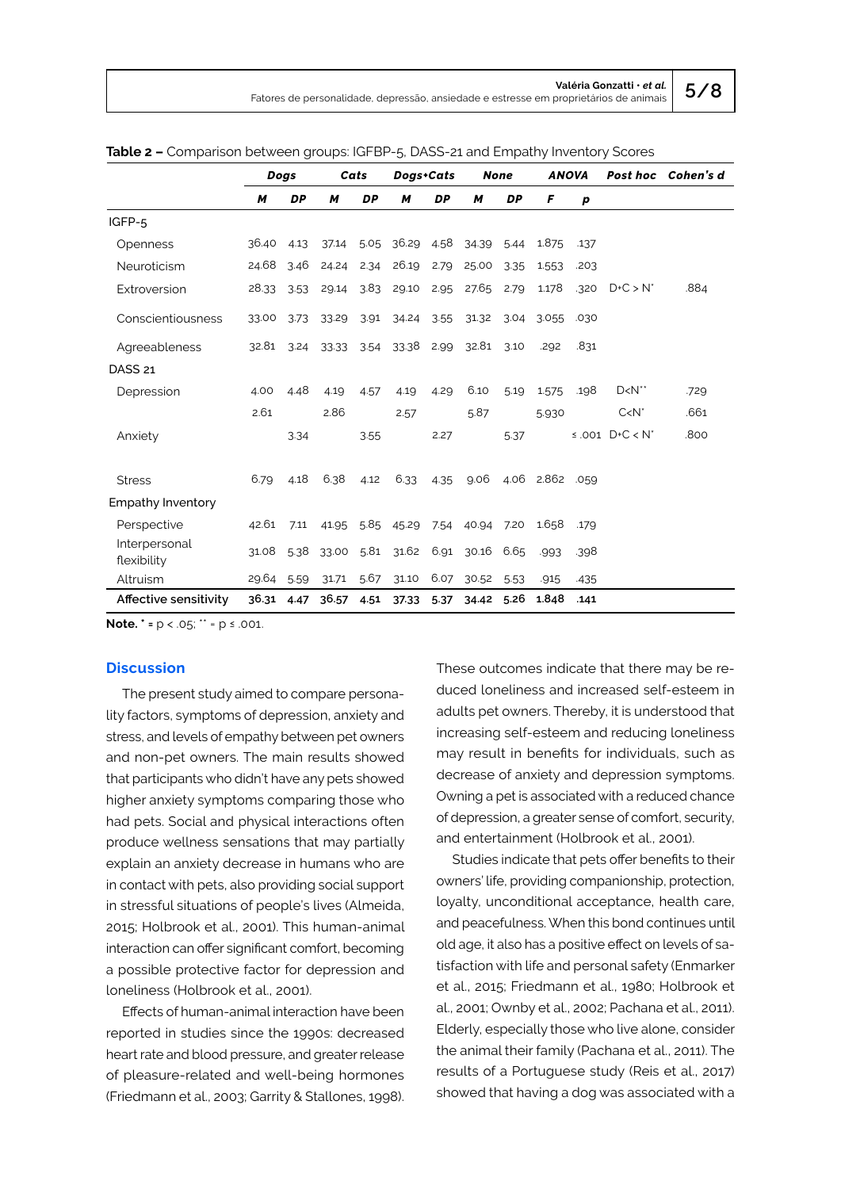**Table 2 –** Comparison between groups: IGFBP-5, DASS-21 and Empathy Inventory Scores

| | *Dogs* | | *Cats* | | *Dogs+Cats* | | *None* | | *ANOVA* | | *Post hoc* | *Cohen's d* |
|---|---|---|---|---|---|---|---|---|---|---|---|---|
| | ***M*** | ***DP*** | ***M*** | ***DP*** | ***M*** | ***DP*** | ***M*** | ***DP*** | ***F*** | ***p*** | | |
| IGFP-5 | | | | | | | | | | | | |
| Openness | 36.40 | 4.13 | 37.14 | 5.05 | 36.29 | 4.58 | 34.39 | 5.44 | 1.875 | .137 | | |
| Neuroticism | 24.68 | 3.46 | 24.24 | 2.34 | 26.19 | 2.79 | 25.00 | 3.35 | 1.553 | .203 | | |
| Extroversion | 28.33 | 3.53 | 29.14 | 3.83 | 29.10 | 2.95 | 27.65 | 2.79 | 1.178 | .320 | D+C > N* | .884 |
| Conscientiousness | 33.00 | 3.73 | 33.29 | 3.91 | 34.24 | 3.55 | 31.32 | 3.04 | 3.055 | .030 | | |
| Agreeableness | 32.81 | 3.24 | 33.33 | 3.54 | 33.38 | 2.99 | 32.81 | 3.10 | .292 | .831 | | |
| DASS 21 | | | | | | | | | | | | |
| Depression | 4.00 | 4.48 | 4.19 | 4.57 | 4.19 | 4.29 | 6.10 | 5.19 | 1.575 | .198 | D<N** | .729 |
| | 2.61 | | 2.86 | | 2.57 | | 5.87 | | 5.930 | | C<N* | .661 |
| Anxiety | | 3.34 | | 3.55 | | 2.27 | | 5.37 | | ≤ .001 | D+C < N* | .800 |
| Stress | 6.79 | 4.18 | 6.38 | 4.12 | 6.33 | 4.35 | 9.06 | 4.06 | 2.862 | .059 | | |
| Empathy Inventory | | | | | | | | | | | | |
| Perspective | 42.61 | 7.11 | 41.95 | 5.85 | 45.29 | 7.54 | 40.94 | 7.20 | 1.658 | .179 | | |
| Interpersonal flexibility | 31.08 | 5.38 | 33.00 | 5.81 | 31.62 | 6.91 | 30.16 | 6.65 | .993 | .398 | | |
| Altruism | 29.64 | 5.59 | 31.71 | 5.67 | 31.10 | 6.07 | 30.52 | 5.53 | .915 | .435 | | |
| **Affective sensitivity** | **36.31** | **4.47** | **36.57** | **4.51** | **37.33** | **5.37** | **34.42** | **5.26** | **1.848** | **.141** | | |

**Note.** * = p < .05; ** = p ≤ .001.

## Discussion

The present study aimed to compare personality factors, symptoms of depression, anxiety and stress, and levels of empathy between pet owners and non-pet owners. The main results showed that participants who didn't have any pets showed higher anxiety symptoms comparing those who had pets. Social and physical interactions often produce wellness sensations that may partially explain an anxiety decrease in humans who are in contact with pets, also providing social support in stressful situations of people's lives (Almeida, 2015; Holbrook et al., 2001). This human-animal interaction can offer significant comfort, becoming a possible protective factor for depression and loneliness (Holbrook et al., 2001).

Effects of human-animal interaction have been reported in studies since the 1990s: decreased heart rate and blood pressure, and greater release of pleasure-related and well-being hormones (Friedmann et al., 2003; Garrity & Stallones, 1998). These outcomes indicate that there may be reduced loneliness and increased self-esteem in adults pet owners. Thereby, it is understood that increasing self-esteem and reducing loneliness may result in benefits for individuals, such as decrease of anxiety and depression symptoms. Owning a pet is associated with a reduced chance of depression, a greater sense of comfort, security, and entertainment (Holbrook et al., 2001).

Studies indicate that pets offer benefits to their owners' life, providing companionship, protection, loyalty, unconditional acceptance, health care, and peacefulness. When this bond continues until old age, it also has a positive effect on levels of satisfaction with life and personal safety (Enmarker et al., 2015; Friedmann et al., 1980; Holbrook et al., 2001; Ownby et al., 2002; Pachana et al., 2011). Elderly, especially those who live alone, consider the animal their family (Pachana et al., 2011). The results of a Portuguese study (Reis et al., 2017) showed that having a dog was associated with a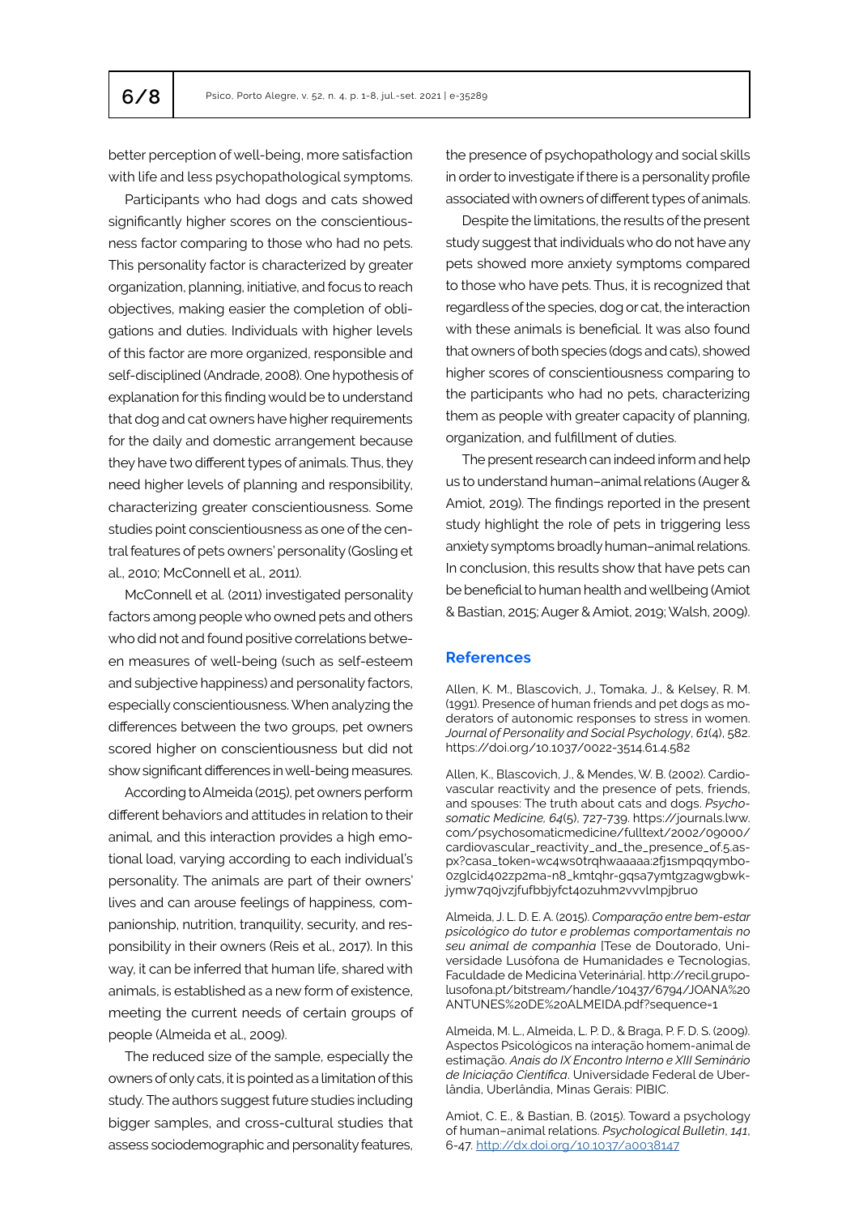better perception of well-being, more satisfaction with life and less psychopathological symptoms.

Participants who had dogs and cats showed significantly higher scores on the conscientiousness factor comparing to those who had no pets. This personality factor is characterized by greater organization, planning, initiative, and focus to reach objectives, making easier the completion of obligations and duties. Individuals with higher levels of this factor are more organized, responsible and self-disciplined (Andrade, 2008). One hypothesis of explanation for this finding would be to understand that dog and cat owners have higher requirements for the daily and domestic arrangement because they have two different types of animals. Thus, they need higher levels of planning and responsibility, characterizing greater conscientiousness. Some studies point conscientiousness as one of the central features of pets owners' personality (Gosling et al., 2010; McConnell et al., 2011).

McConnell et al. (2011) investigated personality factors among people who owned pets and others who did not and found positive correlations between measures of well-being (such as self-esteem and subjective happiness) and personality factors, especially conscientiousness. When analyzing the differences between the two groups, pet owners scored higher on conscientiousness but did not show significant differences in well-being measures.

According to Almeida (2015), pet owners perform different behaviors and attitudes in relation to their animal, and this interaction provides a high emotional load, varying according to each individual's personality. The animals are part of their owners' lives and can arouse feelings of happiness, companionship, nutrition, tranquility, security, and responsibility in their owners (Reis et al., 2017). In this way, it can be inferred that human life, shared with animals, is established as a new form of existence, meeting the current needs of certain groups of people (Almeida et al., 2009).

The reduced size of the sample, especially the owners of only cats, it is pointed as a limitation of this study. The authors suggest future studies including bigger samples, and cross-cultural studies that assess sociodemographic and personality features, the presence of psychopathology and social skills in order to investigate if there is a personality profile associated with owners of different types of animals.

Despite the limitations, the results of the present study suggest that individuals who do not have any pets showed more anxiety symptoms compared to those who have pets. Thus, it is recognized that regardless of the species, dog or cat, the interaction with these animals is beneficial. It was also found that owners of both species (dogs and cats), showed higher scores of conscientiousness comparing to the participants who had no pets, characterizing them as people with greater capacity of planning, organization, and fulfillment of duties.

The present research can indeed inform and help us to understand human–animal relations (Auger & Amiot, 2019). The findings reported in the present study highlight the role of pets in triggering less anxiety symptoms broadly human–animal relations. In conclusion, this results show that have pets can be beneficial to human health and wellbeing (Amiot & Bastian, 2015; Auger & Amiot, 2019; Walsh, 2009).

## References

Allen, K. M., Blascovich, J., Tomaka, J., & Kelsey, R. M. (1991). Presence of human friends and pet dogs as moderators of autonomic responses to stress in women. *Journal of Personality and Social Psychology*, *61*(4), 582. https://doi.org/10.1037/0022-3514.61.4.582

Allen, K., Blascovich, J., & Mendes, W. B. (2002). Cardiovascular reactivity and the presence of pets, friends, and spouses: The truth about cats and dogs. *Psychosomatic Medicine, 64*(5), 727-739. https://journals.lww.com/psychosomaticmedicine/fulltext/2002/09000/cardiovascular_reactivity_and_the_presence_of.5.aspx?casa_token=wc4ws0trqhwaaaaa:2fj1smpqqymbo0zglcid402zp2ma-n8_kmtqhr-gqsa7ymtgzagwgbwkjymw7q0jvzjfufbbjyfct4ozuhm2vvvlmpjbruo

Almeida, J. L. D. E. A. (2015). *Comparação entre bem-estar psicológico do tutor e problemas comportamentais no seu animal de companhia* [Tese de Doutorado, Universidade Lusófona de Humanidades e Tecnologias, Faculdade de Medicina Veterinária]. http://recil.grupolusofona.pt/bitstream/handle/10437/6794/JOANA%20ANTUNES%20DE%20ALMEIDA.pdf?sequence=1

Almeida, M. L., Almeida, L. P. D., & Braga, P. F. D. S. (2009). Aspectos Psicológicos na interação homem-animal de estimação. *Anais do IX Encontro Interno e XIII Seminário de Iniciação Científica*. Universidade Federal de Uberlândia, Uberlândia, Minas Gerais: PIBIC.

Amiot, C. E., & Bastian, B. (2015). Toward a psychology of human–animal relations. *Psychological Bulletin*, *141*, 6-47. http://dx.doi.org/10.1037/a0038147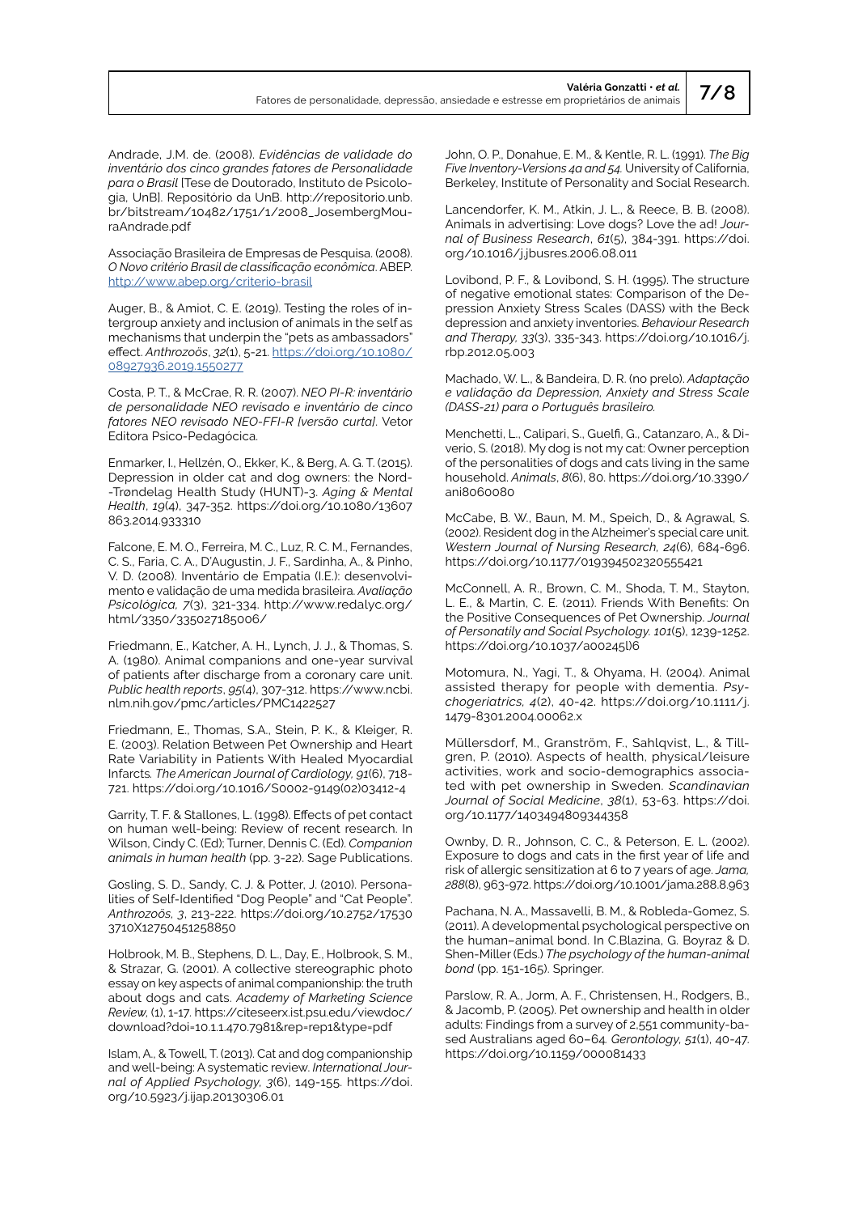Andrade, J.M. de. (2008). *Evidências de validade do inventário dos cinco grandes fatores de Personalidade para o Brasil* [Tese de Doutorado, Instituto de Psicologia, UnB]. Repositório da UnB. http://repositorio.unb.br/bitstream/10482/1751/1/2008_JosembergMouraAndrade.pdf

Associação Brasileira de Empresas de Pesquisa. (2008). *O Novo critério Brasil de classificação econômica*. ABEP. http://www.abep.org/criterio-brasil

Auger, B., & Amiot, C. E. (2019). Testing the roles of intergroup anxiety and inclusion of animals in the self as mechanisms that underpin the "pets as ambassadors" effect. *Anthrozoös*, *32*(1), 5-21. https://doi.org/10.1080/08927936.2019.1550277

Costa, P. T., & McCrae, R. R. (2007). *NEO PI-R: inventário de personalidade NEO revisado e inventário de cinco fatores NEO revisado NEO-FFI-R [versão curta]*. Vetor Editora Psico-Pedagócica.

Enmarker, I., Hellzén, O., Ekker, K., & Berg, A. G. T. (2015). Depression in older cat and dog owners: the Nord--Trøndelag Health Study (HUNT)-3. *Aging & Mental Health*, *19*(4), 347-352. https://doi.org/10.1080/13607863.2014.933310

Falcone, E. M. O., Ferreira, M. C., Luz, R. C. M., Fernandes, C. S., Faria, C. A., D'Augustin, J. F., Sardinha, A., & Pinho, V. D. (2008). Inventário de Empatia (I.E.): desenvolvimento e validação de uma medida brasileira. *Avaliação Psicológica, 7*(3), 321-334. http://www.redalyc.org/html/3350/335027185006/

Friedmann, E., Katcher, A. H., Lynch, J. J., & Thomas, S. A. (1980). Animal companions and one-year survival of patients after discharge from a coronary care unit. *Public health reports*, *95*(4), 307-312. https://www.ncbi.nlm.nih.gov/pmc/articles/PMC1422527

Friedmann, E., Thomas, S.A., Stein, P. K., & Kleiger, R. E. (2003). Relation Between Pet Ownership and Heart Rate Variability in Patients With Healed Myocardial Infarcts*. The American Journal of Cardiology, 91*(6), 718-721. https://doi.org/10.1016/S0002-9149(02)03412-4

Garrity, T. F. & Stallones, L. (1998). Effects of pet contact on human well-being: Review of recent research. In Wilson, Cindy C. (Ed); Turner, Dennis C. (Ed). *Companion animals in human health* (pp. 3-22). Sage Publications.

Gosling, S. D., Sandy, C. J. & Potter, J. (2010). Personalities of Self-Identified "Dog People" and "Cat People". *Anthrozoös, 3*, 213-222. https://doi.org/10.2752/175303710X12750451258850

Holbrook, M. B., Stephens, D. L., Day, E., Holbrook, S. M., & Strazar, G. (2001). A collective stereographic photo essay on key aspects of animal companionship: the truth about dogs and cats. *Academy of Marketing Science Review,* (1), 1-17. https://citeseerx.ist.psu.edu/viewdoc/download?doi=10.1.1.470.7981&rep=rep1&type=pdf

Islam, A., & Towell, T. (2013). Cat and dog companionship and well-being: A systematic review. *International Journal of Applied Psychology, 3*(6), 149-155. https://doi.org/10.5923/j.ijap.20130306.01

John, O. P., Donahue, E. M., & Kentle, R. L. (1991). *The Big Five Inventory-Versions 4a and 54.* University of California, Berkeley, Institute of Personality and Social Research.

Lancendorfer, K. M., Atkin, J. L., & Reece, B. B. (2008). Animals in advertising: Love dogs? Love the ad! *Journal of Business Research*, *61*(5), 384-391. https://doi.org/10.1016/j.jbusres.2006.08.011

Lovibond, P. F., & Lovibond, S. H. (1995). The structure of negative emotional states: Comparison of the Depression Anxiety Stress Scales (DASS) with the Beck depression and anxiety inventories. *Behaviour Research and Therapy, 33*(3), 335-343. https://doi.org/10.1016/j.rbp.2012.05.003

Machado, W. L., & Bandeira, D. R. (no prelo). *Adaptação e validação da Depression, Anxiety and Stress Scale (DASS-21) para o Português brasileiro.*

Menchetti, L., Calipari, S., Guelfi, G., Catanzaro, A., & Diverio, S. (2018). My dog is not my cat: Owner perception of the personalities of dogs and cats living in the same household. *Animals*, *8*(6), 80. https://doi.org/10.3390/ani8060080

McCabe, B. W., Baun, M. M., Speich, D., & Agrawal, S. (2002). Resident dog in the Alzheimer's special care unit. *Western Journal of Nursing Research, 24*(6), 684-696. https://doi.org/10.1177/019394502320555421

McConnell, A. R., Brown, C. M., Shoda, T. M., Stayton, L. E., & Martin, C. E. (2011). Friends With Benefits: On the Positive Consequences of Pet Ownership. *Journal of Personatily and Social Psychology. 101*(5), 1239-1252. https://doi.org/10.1037/a00245l]6

Motomura, N., Yagi, T., & Ohyama, H. (2004). Animal assisted therapy for people with dementia. *Psychogeriatrics, 4*(2), 40-42. https://doi.org/10.1111/j.1479-8301.2004.00062.x

Müllersdorf, M., Granström, F., Sahlqvist, L., & Tillgren, P. (2010). Aspects of health, physical/leisure activities, work and socio-demographics associated with pet ownership in Sweden. *Scandinavian Journal of Social Medicine*, *38*(1), 53-63. https://doi.org/10.1177/1403494809344358

Ownby, D. R., Johnson, C. C., & Peterson, E. L. (2002). Exposure to dogs and cats in the first year of life and risk of allergic sensitization at 6 to 7 years of age. *Jama, 288*(8), 963-972. https://doi.org/10.1001/jama.288.8.963

Pachana, N. A., Massavelli, B. M., & Robleda-Gomez, S. (2011). A developmental psychological perspective on the human–animal bond. In C.Blazina, G. Boyraz & D. Shen-Miller (Eds.) *The psychology of the human-animal bond* (pp. 151-165). Springer.

Parslow, R. A., Jorm, A. F., Christensen, H., Rodgers, B., & Jacomb, P. (2005). Pet ownership and health in older adults: Findings from a survey of 2,551 community-based Australians aged 60–64*. Gerontology, 51*(1), 40-47. https://doi.org/10.1159/000081433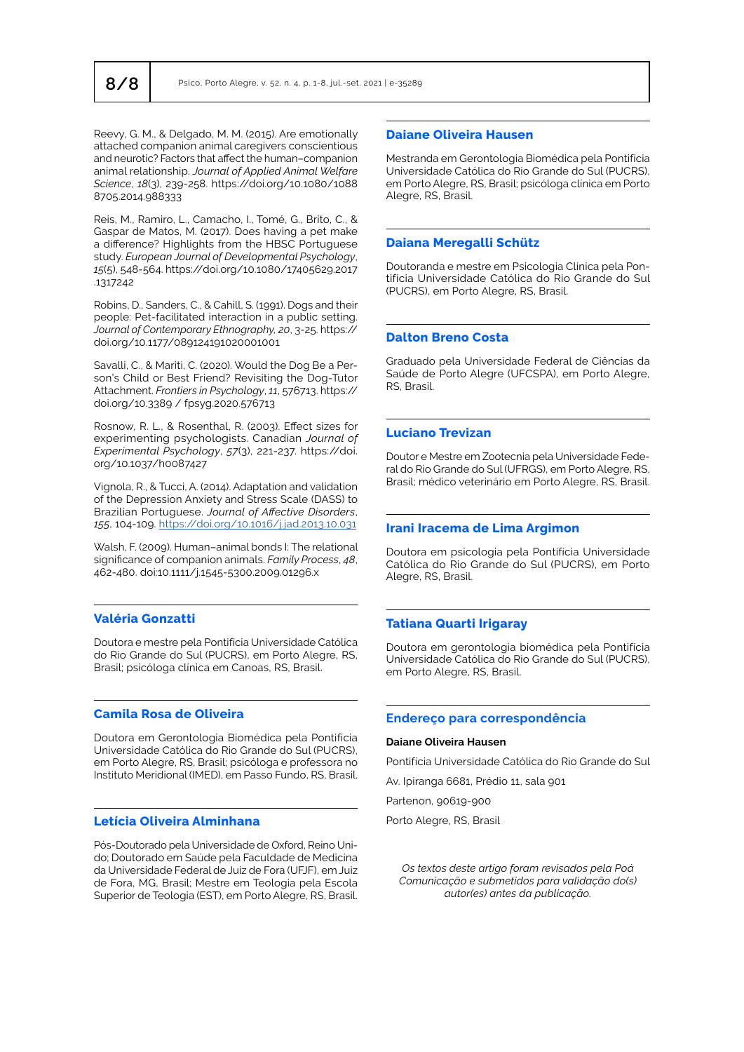Reevy, G. M., & Delgado, M. M. (2015). Are emotionally attached companion animal caregivers conscientious and neurotic? Factors that affect the human–companion animal relationship. *Journal of Applied Animal Welfare Science*, *18*(3), 239-258. https://doi.org/10.1080/10888705.2014.988333

Reis, M., Ramiro, L., Camacho, I., Tomé, G., Brito, C., & Gaspar de Matos, M. (2017). Does having a pet make a difference? Highlights from the HBSC Portuguese study. *European Journal of Developmental Psychology*, *15*(5), 548-564. https://doi.org/10.1080/17405629.2017.1317242

Robins, D., Sanders, C., & Cahill, S. (1991). Dogs and their people: Pet-facilitated interaction in a public setting. *Journal of Contemporary Ethnography, 20*, 3-25. https://doi.org/10.1177/089124191020001001

Savalli, C., & Mariti, C. (2020). Would the Dog Be a Person's Child or Best Friend? Revisiting the Dog-Tutor Attachment. *Frontiers in Psychology*, *11*, 576713. https://doi.org/10.3389 / fpsyg.2020.576713

Rosnow, R. L., & Rosenthal, R. (2003). Effect sizes for experimenting psychologists. Canadian *Journal of Experimental Psychology*, *57*(3), 221-237. https://doi.org/10.1037/h0087427

Vignola, R., & Tucci, A. (2014). Adaptation and validation of the Depression Anxiety and Stress Scale (DASS) to Brazilian Portuguese. *Journal of Affective Disorders*, *155*, 104-109. https://doi.org/10.1016/j.jad.2013.10.031

Walsh, F. (2009). Human–animal bonds I: The relational significance of companion animals. *Family Process*, *48*, 462-480. doi:10.1111/j.1545-5300.2009.01296.x

## Valéria Gonzatti

Doutora e mestre pela Pontificia Universidade Católica do Rio Grande do Sul (PUCRS), em Porto Alegre, RS, Brasil; psicóloga clínica em Canoas, RS, Brasil.

## Camila Rosa de Oliveira

Doutora em Gerontologia Biomédica pela Pontificia Universidade Católica do Rio Grande do Sul (PUCRS), em Porto Alegre, RS, Brasil; psicóloga e professora no Instituto Meridional (IMED), em Passo Fundo, RS, Brasil.

## Letícia Oliveira Alminhana

Pós-Doutorado pela Universidade de Oxford, Reino Unido; Doutorado em Saúde pela Faculdade de Medicina da Universidade Federal de Juiz de Fora (UFJF), em Juiz de Fora, MG, Brasil; Mestre em Teologia pela Escola Superior de Teologia (EST), em Porto Alegre, RS, Brasil.

## Daiane Oliveira Hausen

Mestranda em Gerontologia Biomédica pela Pontifícia Universidade Católica do Rio Grande do Sul (PUCRS), em Porto Alegre, RS, Brasil; psicóloga clínica em Porto Alegre, RS, Brasil.

## Daiana Meregalli Schütz

Doutoranda e mestre em Psicologia Clínica pela Pontifícia Universidade Católica do Rio Grande do Sul (PUCRS), em Porto Alegre, RS, Brasil.

## Dalton Breno Costa

Graduado pela Universidade Federal de Ciências da Saúde de Porto Alegre (UFCSPA), em Porto Alegre, RS, Brasil.

## Luciano Trevizan

Doutor e Mestre em Zootecnia pela Universidade Federal do Rio Grande do Sul (UFRGS), em Porto Alegre, RS, Brasil; médico veterinário em Porto Alegre, RS, Brasil.

## Irani Iracema de Lima Argimon

Doutora em psicologia pela Pontifícia Universidade Católica do Rio Grande do Sul (PUCRS), em Porto Alegre, RS, Brasil.

## Tatiana Quarti Irigaray

Doutora em gerontologia biomédica pela Pontifícia Universidade Católica do Rio Grande do Sul (PUCRS), em Porto Alegre, RS, Brasil.

## Endereço para correspondência

**Daiane Oliveira Hausen**

Pontifícia Universidade Católica do Rio Grande do Sul

Av. Ipiranga 6681, Prédio 11, sala 901

Partenon, 90619-900

Porto Alegre, RS, Brasil

*Os textos deste artigo foram revisados pela Poá Comunicação e submetidos para validação do(s) autor(es) antes da publicação.*